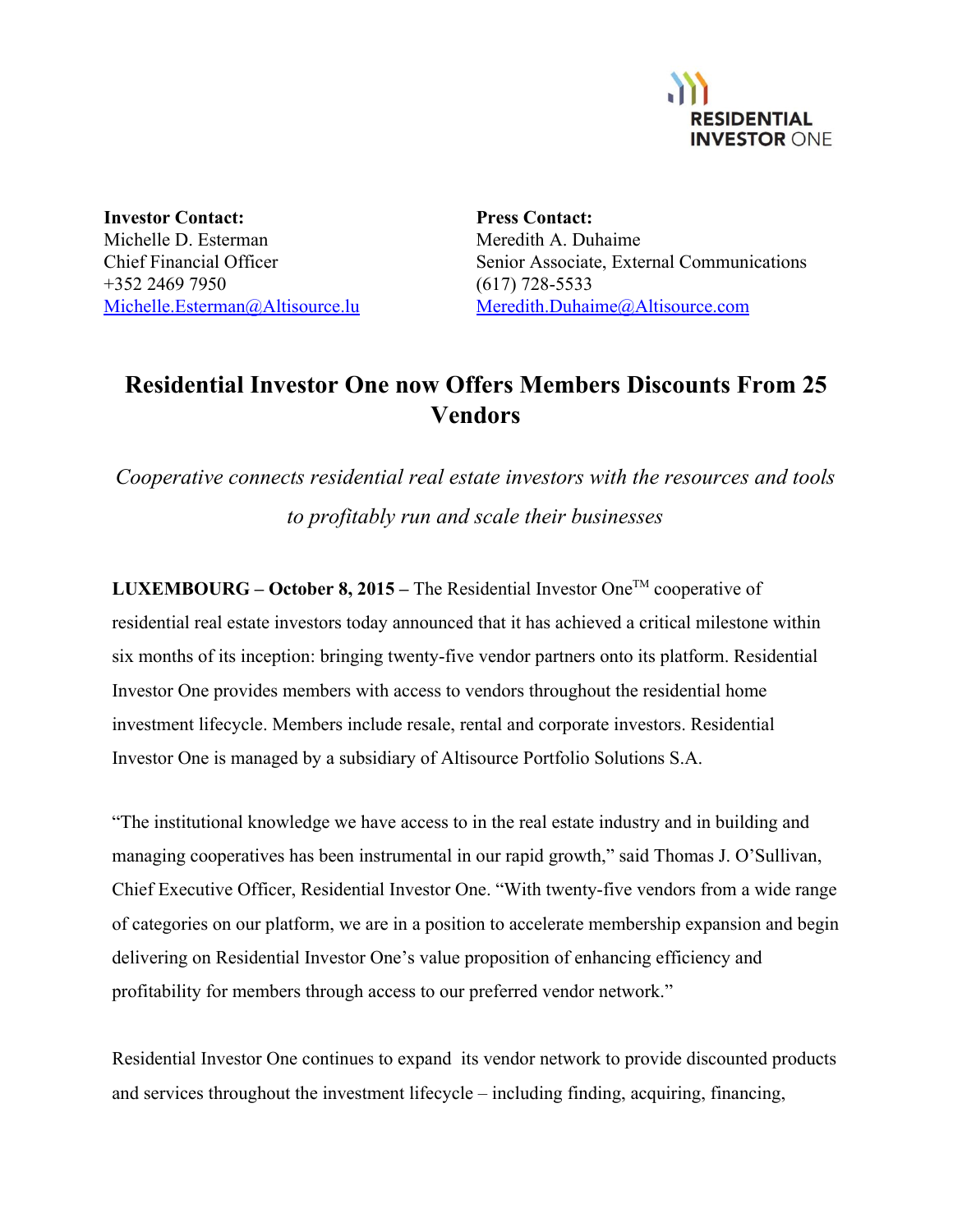RESIDENTIAL INVESTOR ONE

**Investor Contact:**
Michelle D. Esterman
Chief Financial Officer
+352 2469 7950
Michelle.Esterman@Altisource.lu

**Press Contact:**
Meredith A. Duhaime
Senior Associate, External Communications
(617) 728-5533
Meredith.Duhaime@Altisource.com

# Residential Investor One now Offers Members Discounts From 25 Vendors

*Cooperative connects residential real estate investors with the resources and tools to profitably run and scale their businesses*

**LUXEMBOURG – October 8, 2015 –** The Residential Investor One™ cooperative of residential real estate investors today announced that it has achieved a critical milestone within six months of its inception: bringing twenty-five vendor partners onto its platform. Residential Investor One provides members with access to vendors throughout the residential home investment lifecycle. Members include resale, rental and corporate investors. Residential Investor One is managed by a subsidiary of Altisource Portfolio Solutions S.A.

"The institutional knowledge we have access to in the real estate industry and in building and managing cooperatives has been instrumental in our rapid growth," said Thomas J. O'Sullivan, Chief Executive Officer, Residential Investor One. "With twenty-five vendors from a wide range of categories on our platform, we are in a position to accelerate membership expansion and begin delivering on Residential Investor One's value proposition of enhancing efficiency and profitability for members through access to our preferred vendor network."

Residential Investor One continues to expand its vendor network to provide discounted products and services throughout the investment lifecycle – including finding, acquiring, financing,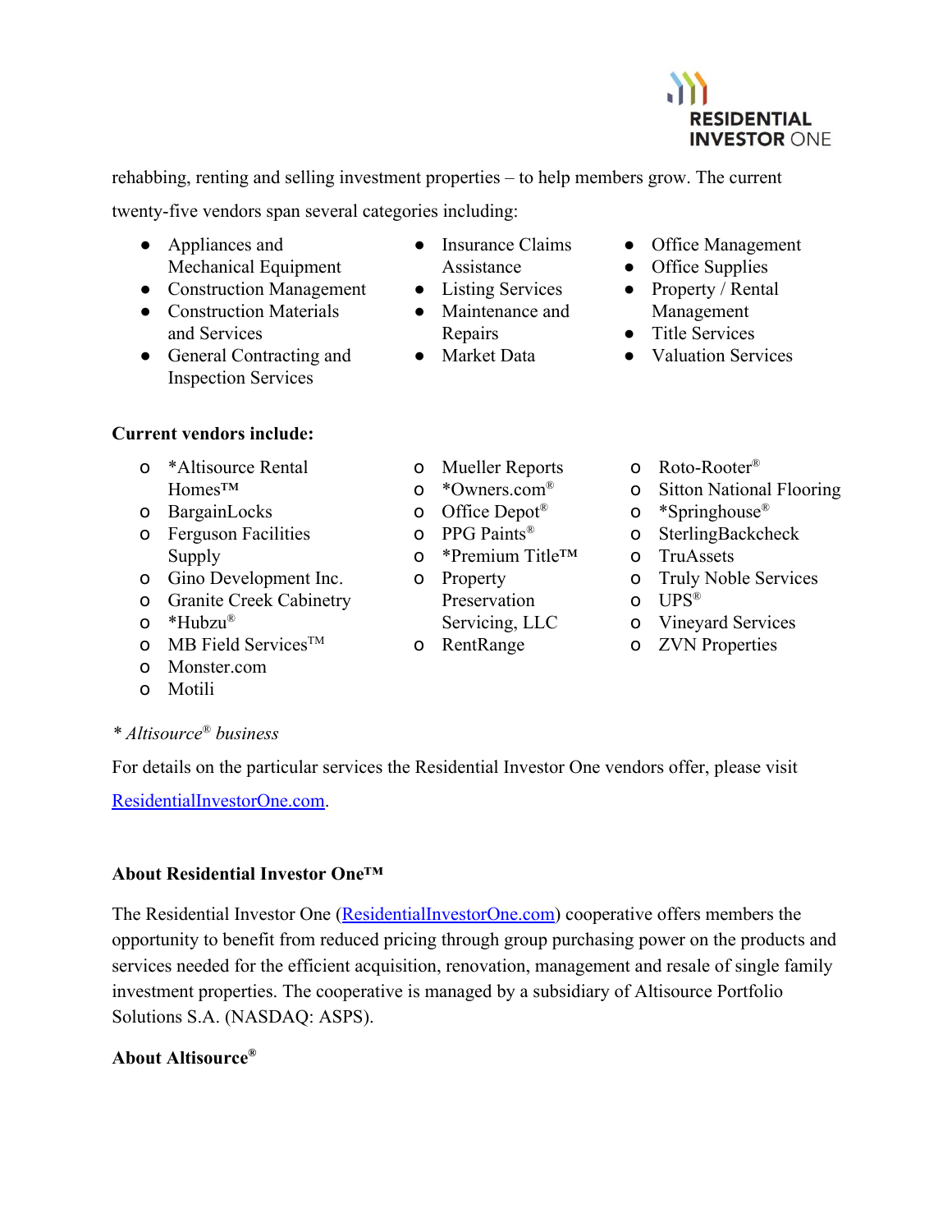rehabbing, renting and selling investment properties – to help members grow. The current twenty-five vendors span several categories including:

- Appliances and Mechanical Equipment
- Construction Management
- Construction Materials and Services
- General Contracting and Inspection Services
- Insurance Claims Assistance
- Listing Services
- Maintenance and Repairs
- Market Data
- Office Management
- Office Supplies
- Property / Rental Management
- Title Services
- Valuation Services

**Current vendors include:**

- *Altisource Rental Homes™
- BargainLocks
- Ferguson Facilities Supply
- Gino Development Inc.
- Granite Creek Cabinetry
- *Hubzu®
- MB Field Services™
- Monster.com
- Motili
- Mueller Reports
- *Owners.com®
- Office Depot®
- PPG Paints®
- *Premium Title™
- Property Preservation Servicing, LLC
- RentRange
- Roto-Rooter®
- Sitton National Flooring
- *Springhouse®
- SterlingBackcheck
- TruAssets
- Truly Noble Services
- UPS®
- Vineyard Services
- ZVN Properties

*\* Altisource® business*

For details on the particular services the Residential Investor One vendors offer, please visit ResidentialInvestorOne.com.

**About Residential Investor One™**

The Residential Investor One (ResidentialInvestorOne.com) cooperative offers members the opportunity to benefit from reduced pricing through group purchasing power on the products and services needed for the efficient acquisition, renovation, management and resale of single family investment properties. The cooperative is managed by a subsidiary of Altisource Portfolio Solutions S.A. (NASDAQ: ASPS).

**About Altisource®**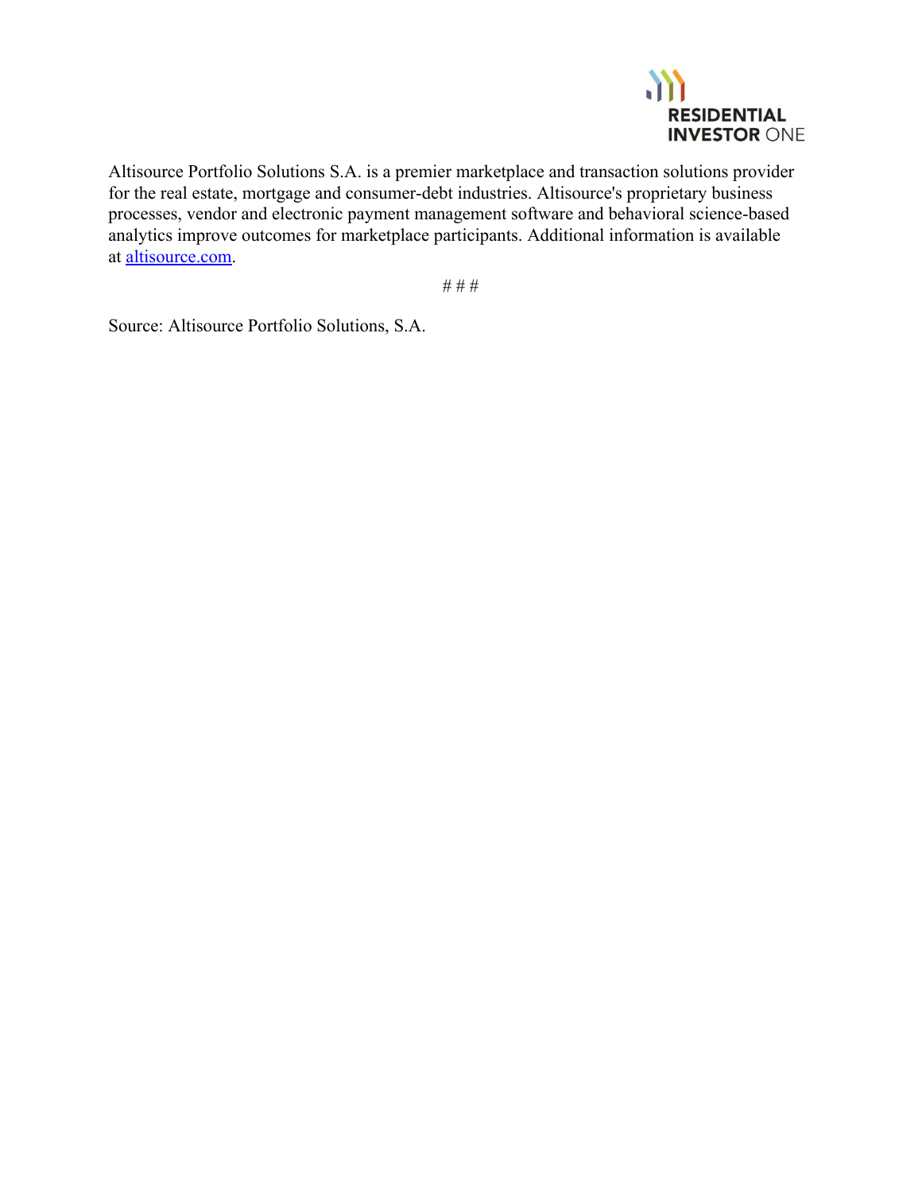Altisource Portfolio Solutions S.A. is a premier marketplace and transaction solutions provider for the real estate, mortgage and consumer-debt industries. Altisource's proprietary business processes, vendor and electronic payment management software and behavioral science-based analytics improve outcomes for marketplace participants. Additional information is available at altisource.com.

# # #

Source: Altisource Portfolio Solutions, S.A.